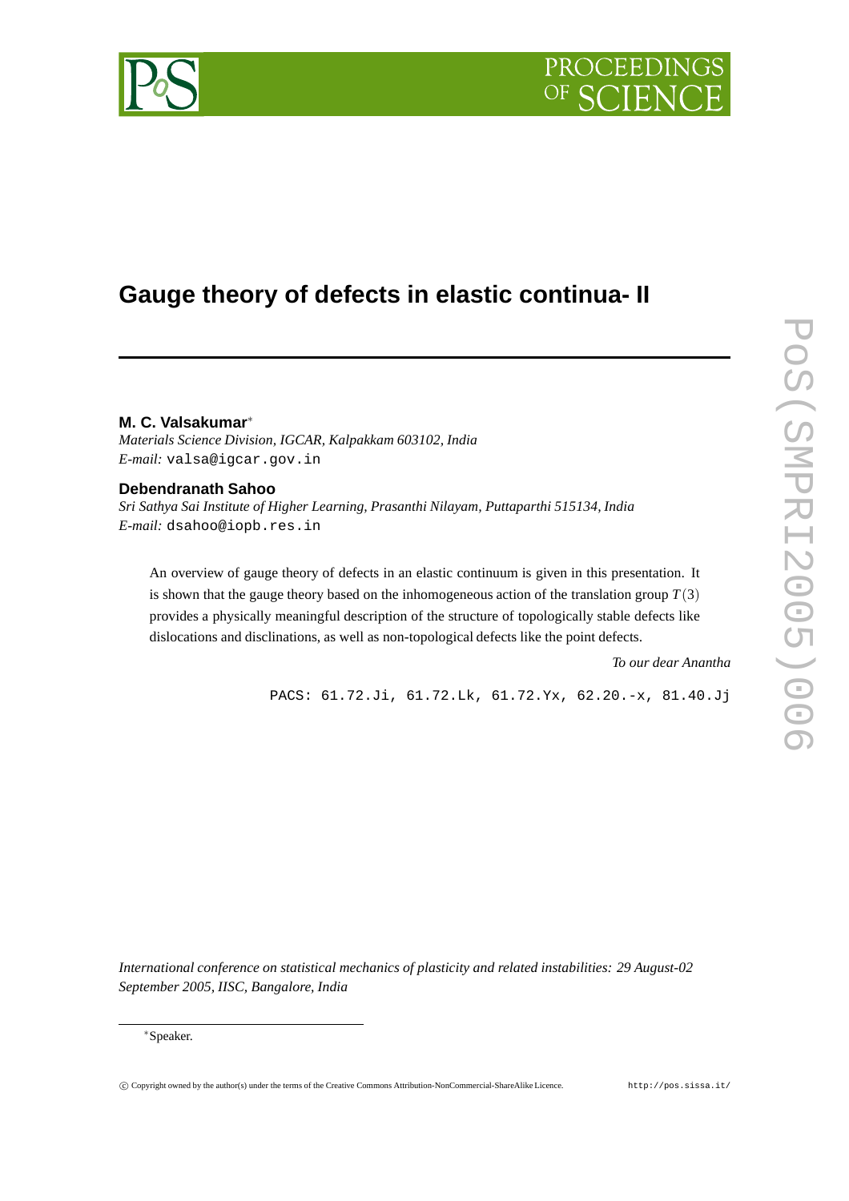# Gauge theory of defects in elastic continua- II

**M. C. Valsakumar**[*]
*Materials Science Division, IGCAR, Kalpakkam 603102, India*
*E-mail:* valsa@igcar.gov.in

**Debendranath Sahoo**
*Sri Sathya Sai Institute of Higher Learning, Prasanthi Nilayam, Puttaparthi 515134, India*
*E-mail:* dsahoo@iopb.res.in

An overview of gauge theory of defects in an elastic continuum is given in this presentation. It is shown that the gauge theory based on the inhomogeneous action of the translation group $T(3)$ provides a physically meaningful description of the structure of topologically stable defects like dislocations and disclinations, as well as non-topological defects like the point defects.

*To our dear Anantha*

PACS: 61.72.Ji, 61.72.Lk, 61.72.Yx, 62.20.-x, 81.40.Jj

*International conference on statistical mechanics of plasticity and related instabilities: 29 August-02 September 2005, IISC, Bangalore, India*

[*] Speaker.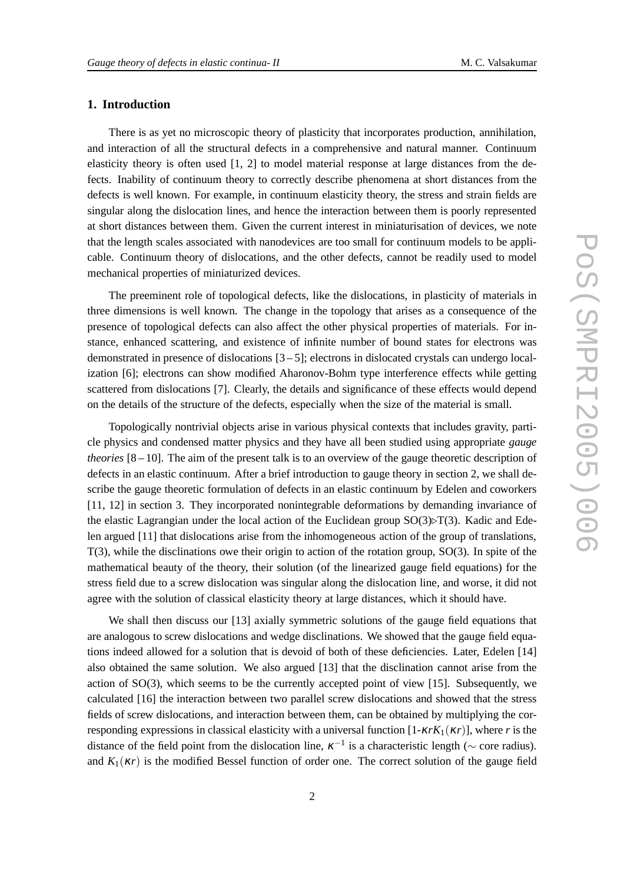## 1. Introduction

There is as yet no microscopic theory of plasticity that incorporates production, annihilation, and interaction of all the structural defects in a comprehensive and natural manner. Continuum elasticity theory is often used [1, 2] to model material response at large distances from the defects. Inability of continuum theory to correctly describe phenomena at short distances from the defects is well known. For example, in continuum elasticity theory, the stress and strain fields are singular along the dislocation lines, and hence the interaction between them is poorly represented at short distances between them. Given the current interest in miniaturisation of devices, we note that the length scales associated with nanodevices are too small for continuum models to be applicable. Continuum theory of dislocations, and the other defects, cannot be readily used to model mechanical properties of miniaturized devices.

The preeminent role of topological defects, like the dislocations, in plasticity of materials in three dimensions is well known. The change in the topology that arises as a consequence of the presence of topological defects can also affect the other physical properties of materials. For instance, enhanced scattering, and existence of infinite number of bound states for electrons was demonstrated in presence of dislocations [3 – 5]; electrons in dislocated crystals can undergo localization [6]; electrons can show modified Aharonov-Bohm type interference effects while getting scattered from dislocations [7]. Clearly, the details and significance of these effects would depend on the details of the structure of the defects, especially when the size of the material is small.

Topologically nontrivial objects arise in various physical contexts that includes gravity, particle physics and condensed matter physics and they have all been studied using appropriate *gauge theories* [8 – 10]. The aim of the present talk is to an overview of the gauge theoretic description of defects in an elastic continuum. After a brief introduction to gauge theory in section 2, we shall describe the gauge theoretic formulation of defects in an elastic continuum by Edelen and coworkers [11, 12] in section 3. They incorporated nonintegrable deformations by demanding invariance of the elastic Lagrangian under the local action of the Euclidean group SO(3)$\triangleright$T(3). Kadic and Edelen argued [11] that dislocations arise from the inhomogeneous action of the group of translations, T(3), while the disclinations owe their origin to action of the rotation group, SO(3). In spite of the mathematical beauty of the theory, their solution (of the linearized gauge field equations) for the stress field due to a screw dislocation was singular along the dislocation line, and worse, it did not agree with the solution of classical elasticity theory at large distances, which it should have.

We shall then discuss our [13] axially symmetric solutions of the gauge field equations that are analogous to screw dislocations and wedge disclinations. We showed that the gauge field equations indeed allowed for a solution that is devoid of both of these deficiencies. Later, Edelen [14] also obtained the same solution. We also argued [13] that the disclination cannot arise from the action of SO(3), which seems to be the currently accepted point of view [15]. Subsequently, we calculated [16] the interaction between two parallel screw dislocations and showed that the stress fields of screw dislocations, and interaction between them, can be obtained by multiplying the corresponding expressions in classical elasticity with a universal function [1-$\kappa r K_1(\kappa r)$], where $r$ is the distance of the field point from the dislocation line, $\kappa^{-1}$ is a characteristic length ($\sim$ core radius). and $K_1(\kappa r)$ is the modified Bessel function of order one. The correct solution of the gauge field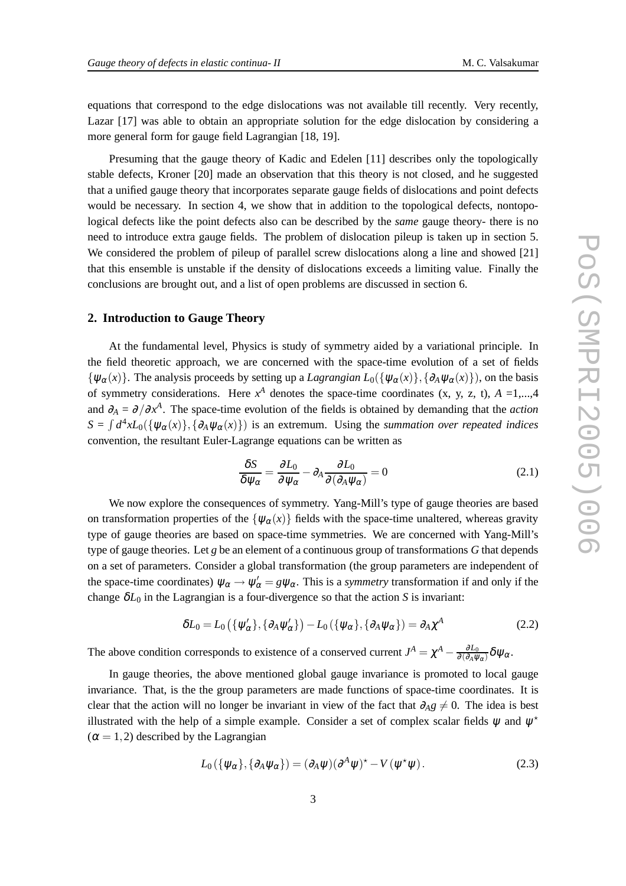equations that correspond to the edge dislocations was not available till recently. Very recently, Lazar [17] was able to obtain an appropriate solution for the edge dislocation by considering a more general form for gauge field Lagrangian [18, 19].

Presuming that the gauge theory of Kadic and Edelen [11] describes only the topologically stable defects, Kroner [20] made an observation that this theory is not closed, and he suggested that a unified gauge theory that incorporates separate gauge fields of dislocations and point defects would be necessary. In section 4, we show that in addition to the topological defects, nontopological defects like the point defects also can be described by the *same* gauge theory- there is no need to introduce extra gauge fields. The problem of dislocation pileup is taken up in section 5. We considered the problem of pileup of parallel screw dislocations along a line and showed [21] that this ensemble is unstable if the density of dislocations exceeds a limiting value. Finally the conclusions are brought out, and a list of open problems are discussed in section 6.

## 2. Introduction to Gauge Theory

At the fundamental level, Physics is study of symmetry aided by a variational principle. In the field theoretic approach, we are concerned with the space-time evolution of a set of fields $\{\psi_\alpha(x)\}$. The analysis proceeds by setting up a *Lagrangian* $L_0(\{\psi_\alpha(x)\}, \{\partial_A \psi_\alpha(x)\})$, on the basis of symmetry considerations. Here $x^A$ denotes the space-time coordinates (x, y, z, t), $A$ =1,...,4 and $\partial_A = \partial/\partial x^A$. The space-time evolution of the fields is obtained by demanding that the *action* $S = \int d^4x L_0(\{\psi_\alpha(x)\}, \{\partial_A \psi_\alpha(x)\})$ is an extremum. Using the *summation over repeated indices* convention, the resultant Euler-Lagrange equations can be written as

$$\frac{\delta S}{\delta \psi_\alpha} = \frac{\partial L_0}{\partial \psi_\alpha} - \partial_A \frac{\partial L_0}{\partial(\partial_A \psi_\alpha)} = 0 \tag{2.1}$$

We now explore the consequences of symmetry. Yang-Mill's type of gauge theories are based on transformation properties of the $\{\psi_\alpha(x)\}$ fields with the space-time unaltered, whereas gravity type of gauge theories are based on space-time symmetries. We are concerned with Yang-Mill's type of gauge theories. Let $g$ be an element of a continuous group of transformations $G$ that depends on a set of parameters. Consider a global transformation (the group parameters are independent of the space-time coordinates) $\psi_\alpha \to \psi'_\alpha = g\psi_\alpha$. This is a *symmetry* transformation if and only if the change $\delta L_0$ in the Lagrangian is a four-divergence so that the action $S$ is invariant:

$$\delta L_0 = L_0\left(\{\psi'_\alpha\}, \{\partial_A \psi'_\alpha\}\right) - L_0\left(\{\psi_\alpha\}, \{\partial_A \psi_\alpha\}\right) = \partial_A \chi^A \tag{2.2}$$

The above condition corresponds to existence of a conserved current $J^A = \chi^A - \frac{\partial L_0}{\partial(\partial_A \psi_\alpha)} \delta\psi_\alpha$.

In gauge theories, the above mentioned global gauge invariance is promoted to local gauge invariance. That, is the the group parameters are made functions of space-time coordinates. It is clear that the action will no longer be invariant in view of the fact that $\partial_A g \neq 0$. The idea is best illustrated with the help of a simple example. Consider a set of complex scalar fields $\psi$ and $\psi^\star$ ($\alpha = 1, 2$) described by the Lagrangian

$$L_0\left(\{\psi_\alpha\}, \{\partial_A \psi_\alpha\}\right) = (\partial_A \psi)(\partial^A \psi)^\star - V\left(\psi^\star \psi\right). \tag{2.3}$$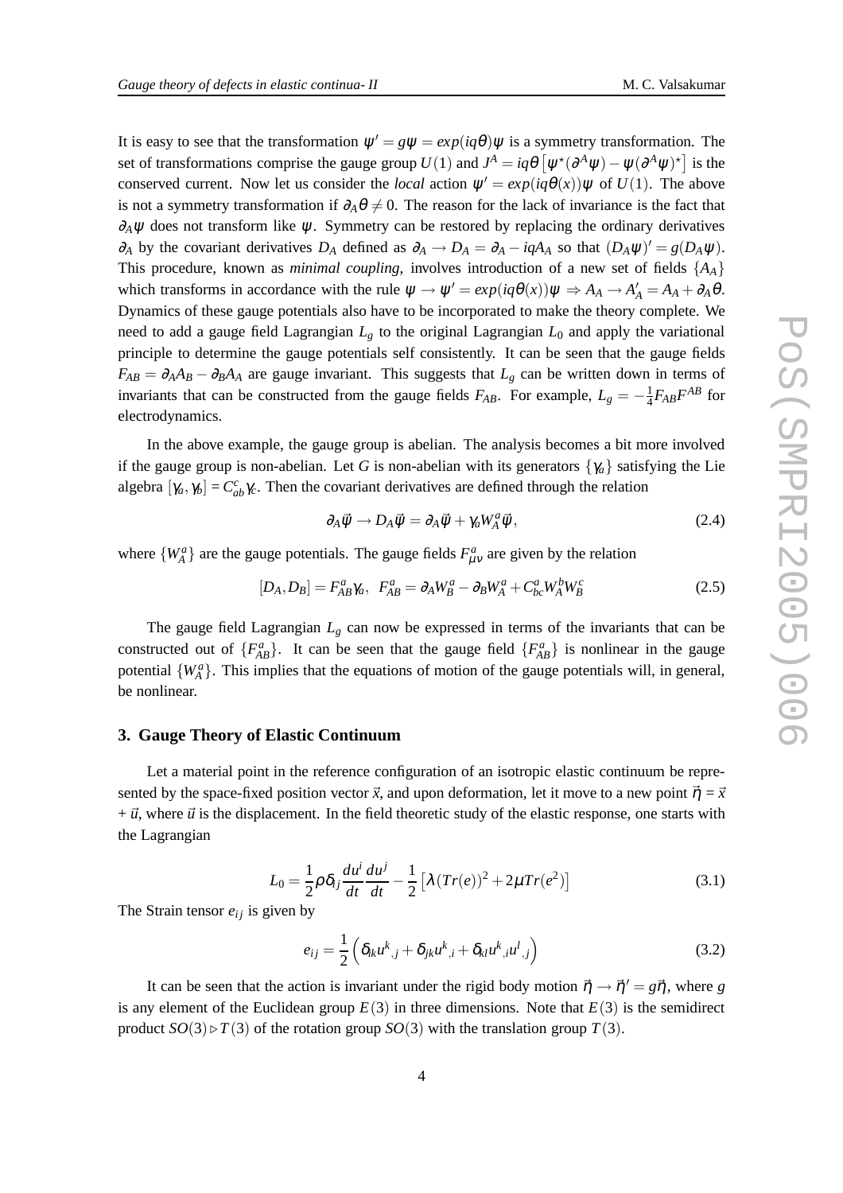It is easy to see that the transformation $\psi' = g\psi = exp(iq\theta)\psi$ is a symmetry transformation. The set of transformations comprise the gauge group $U(1)$ and $J^A = iq\theta\left[\psi^\star(\partial^A\psi) - \psi(\partial^A\psi)^\star\right]$ is the conserved current. Now let us consider the *local* action $\psi' = exp(iq\theta(x))\psi$ of $U(1)$. The above is not a symmetry transformation if $\partial_A\theta \neq 0$. The reason for the lack of invariance is the fact that $\partial_A\psi$ does not transform like $\psi$. Symmetry can be restored by replacing the ordinary derivatives $\partial_A$ by the covariant derivatives $D_A$ defined as $\partial_A \to D_A = \partial_A - iqA_A$ so that $(D_A\psi)' = g(D_A\psi)$. This procedure, known as *minimal coupling*, involves introduction of a new set of fields $\{A_A\}$ which transforms in accordance with the rule $\psi \to \psi' = exp(iq\theta(x))\psi \Rightarrow A_A \to A'_A = A_A + \partial_A\theta$. Dynamics of these gauge potentials also have to be incorporated to make the theory complete. We need to add a gauge field Lagrangian $L_g$ to the original Lagrangian $L_0$ and apply the variational principle to determine the gauge potentials self consistently. It can be seen that the gauge fields $F_{AB} = \partial_A A_B - \partial_B A_A$ are gauge invariant. This suggests that $L_g$ can be written down in terms of invariants that can be constructed from the gauge fields $F_{AB}$. For example, $L_g = -\frac{1}{4}F_{AB}F^{AB}$ for electrodynamics.

In the above example, the gauge group is abelian. The analysis becomes a bit more involved if the gauge group is non-abelian. Let $G$ is non-abelian with its generators $\{\gamma_a\}$ satisfying the Lie algebra $[\gamma_a, \gamma_b] = C^c_{ab}\gamma_c$. Then the covariant derivatives are defined through the relation

$$\partial_A\vec{\psi} \to D_A\vec{\psi} = \partial_A\vec{\psi} + \gamma_a W^a_A\vec{\psi}, \tag{2.4}$$

where $\{W^a_A\}$ are the gauge potentials. The gauge fields $F^a_{\mu\nu}$ are given by the relation

$$[D_A, D_B] = F^a_{AB}\gamma_a, \;\; F^a_{AB} = \partial_A W^a_B - \partial_B W^a_A + C^a_{bc}W^b_A W^c_B \tag{2.5}$$

The gauge field Lagrangian $L_g$ can now be expressed in terms of the invariants that can be constructed out of $\{F^a_{AB}\}$. It can be seen that the gauge field $\{F^a_{AB}\}$ is nonlinear in the gauge potential $\{W^a_A\}$. This implies that the equations of motion of the gauge potentials will, in general, be nonlinear.

## 3. Gauge Theory of Elastic Continuum

Let a material point in the reference configuration of an isotropic elastic continuum be represented by the space-fixed position vector $\vec{x}$, and upon deformation, let it move to a new point $\vec{\eta} = \vec{x} + \vec{u}$, where $\vec{u}$ is the displacement. In the field theoretic study of the elastic response, one starts with the Lagrangian

$$L_0 = \frac{1}{2}\rho\delta_{ij}\frac{du^i}{dt}\frac{du^j}{dt} - \frac{1}{2}\left[\lambda(Tr(e))^2 + 2\mu Tr(e^2)\right] \tag{3.1}$$

The Strain tensor $e_{ij}$ is given by

$$e_{ij} = \frac{1}{2}\left(\delta_{ik}u^k{}_{,j} + \delta_{jk}u^k{}_{,i} + \delta_{kl}u^k{}_{,i}u^l{}_{,j}\right) \tag{3.2}$$

It can be seen that the action is invariant under the rigid body motion $\vec{\eta} \to \vec{\eta}' = g\vec{\eta}$, where $g$ is any element of the Euclidean group $E(3)$ in three dimensions. Note that $E(3)$ is the semidirect product $SO(3) \triangleright T(3)$ of the rotation group $SO(3)$ with the translation group $T(3)$.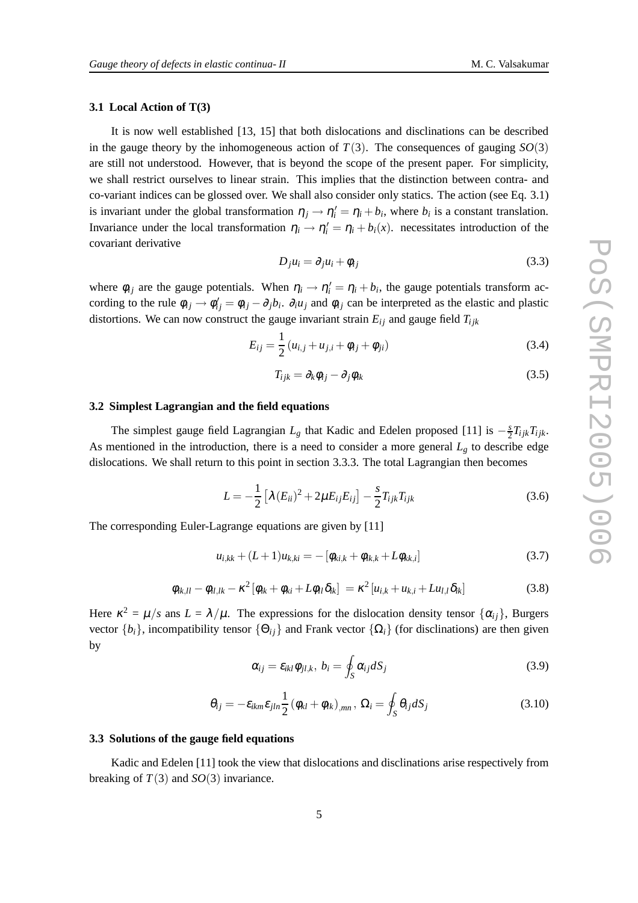### 3.1 Local Action of T(3)

It is now well established [13, 15] that both dislocations and disclinations can be described in the gauge theory by the inhomogeneous action of $T(3)$. The consequences of gauging $SO(3)$ are still not understood. However, that is beyond the scope of the present paper. For simplicity, we shall restrict ourselves to linear strain. This implies that the distinction between contra- and co-variant indices can be glossed over. We shall also consider only statics. The action (see Eq. 3.1) is invariant under the global transformation $\eta_j \rightarrow \eta_i' = \eta_i + b_i$, where $b_i$ is a constant translation. Invariance under the local transformation $\eta_i \rightarrow \eta_i' = \eta_i + b_i(x)$. necessitates introduction of the covariant derivative

$$D_j u_i = \partial_j u_i + \phi_{ij} \tag{3.3}$$

where $\phi_{ij}$ are the gauge potentials. When $\eta_i \rightarrow \eta_i' = \eta_i + b_i$, the gauge potentials transform according to the rule $\phi_{ij} \rightarrow \phi_{ij}' = \phi_{ij} - \partial_j b_i$. $\partial_i u_j$ and $\phi_{ij}$ can be interpreted as the elastic and plastic distortions. We can now construct the gauge invariant strain $E_{ij}$ and gauge field $T_{ijk}$

$$E_{ij} = \frac{1}{2}\left(u_{i,j} + u_{j,i} + \phi_{ij} + \phi_{ji}\right) \tag{3.4}$$

$$T_{ijk} = \partial_k \phi_{ij} - \partial_j \phi_{ik} \tag{3.5}$$

### 3.2 Simplest Lagrangian and the field equations

The simplest gauge field Lagrangian $L_g$ that Kadic and Edelen proposed [11] is $-\frac{s}{2}T_{ijk}T_{ijk}$. As mentioned in the introduction, there is a need to consider a more general $L_g$ to describe edge dislocations. We shall return to this point in section 3.3.3. The total Lagrangian then becomes

$$L = -\frac{1}{2}\left[\lambda (E_{ii})^2 + 2\mu E_{ij}E_{ij}\right] - \frac{s}{2}T_{ijk}T_{ijk} \tag{3.6}$$

The corresponding Euler-Lagrange equations are given by [11]

$$u_{i,kk} + (L+1)u_{k,ki} = -\left[\phi_{ki,k} + \phi_{ik,k} + L\phi_{kk,i}\right] \tag{3.7}$$

$$\phi_{ik,ll} - \phi_{il,lk} - \kappa^2\left[\phi_{ik} + \phi_{ki} + L\phi_{ll}\delta_{ik}\right] = \kappa^2\left[u_{i,k} + u_{k,i} + Lu_{l,l}\delta_{ik}\right] \tag{3.8}$$

Here $\kappa^2 = \mu/s$ ans $L = \lambda/\mu$. The expressions for the dislocation density tensor $\{\alpha_{ij}\}$, Burgers vector $\{b_i\}$, incompatibility tensor $\{\Theta_{ij}\}$ and Frank vector $\{\Omega_i\}$ (for disclinations) are then given by

$$\alpha_{ij} = \varepsilon_{ikl}\phi_{jl,k},\; b_i = \oint_S \alpha_{ij} dS_j \tag{3.9}$$

$$\theta_{ij} = -\varepsilon_{ikm}\varepsilon_{jln}\frac{1}{2}\left(\phi_{kl} + \phi_{lk}\right)_{,mn},\; \Omega_i = \oint_S \theta_{ij} dS_j \tag{3.10}$$

### 3.3 Solutions of the gauge field equations

Kadic and Edelen [11] took the view that dislocations and disclinations arise respectively from breaking of $T(3)$ and $SO(3)$ invariance.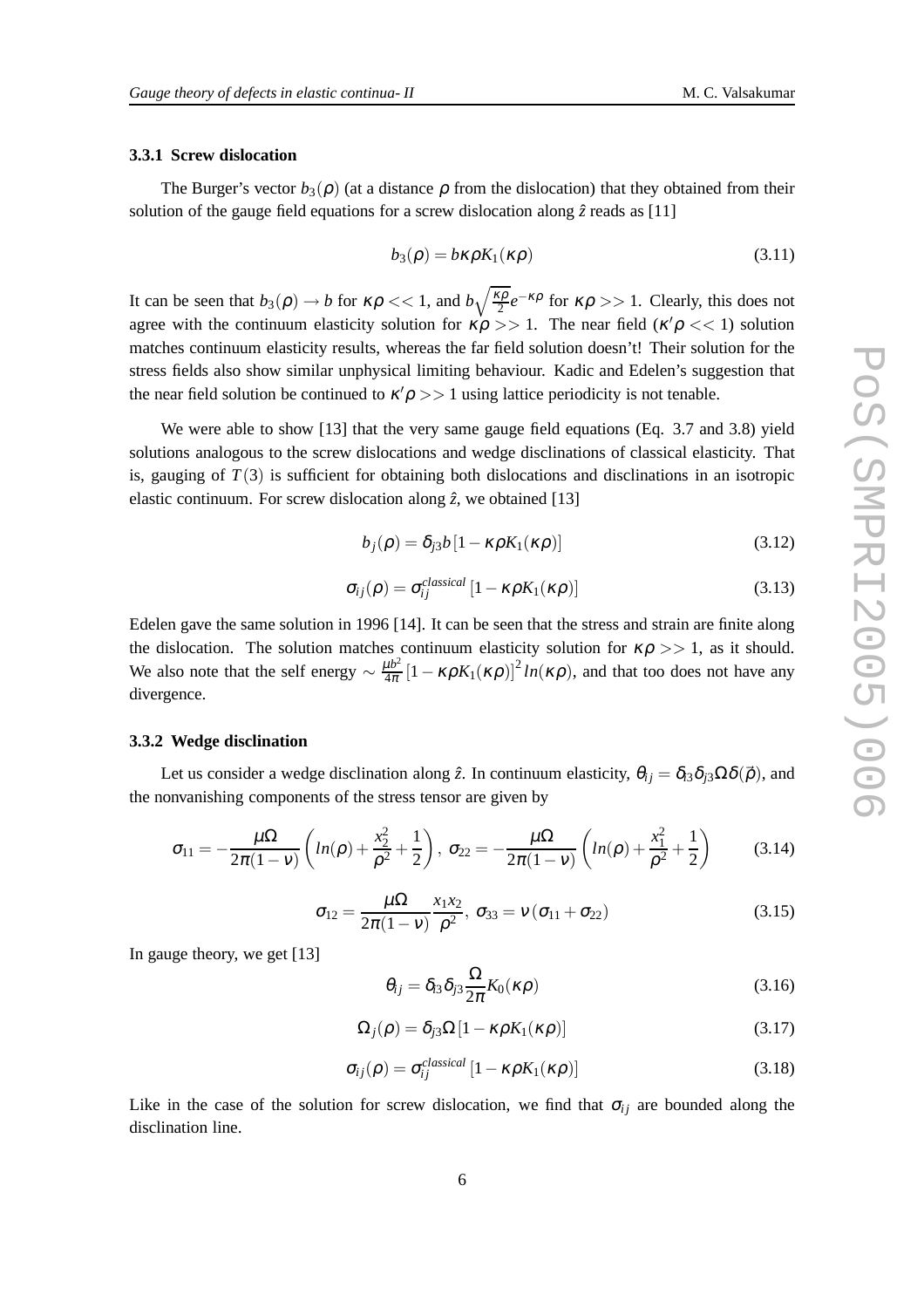### 3.3.1 Screw dislocation

The Burger's vector $b_3(\rho)$ (at a distance $\rho$ from the dislocation) that they obtained from their solution of the gauge field equations for a screw dislocation along $\hat{z}$ reads as [11]

$$b_3(\rho) = b\kappa\rho K_1(\kappa\rho) \tag{3.11}$$

It can be seen that $b_3(\rho) \to b$ for $\kappa\rho << 1$, and $b\sqrt{\frac{\kappa\rho}{2}}e^{-\kappa\rho}$ for $\kappa\rho >> 1$. Clearly, this does not agree with the continuum elasticity solution for $\kappa\rho >> 1$. The near field ($\kappa'\rho << 1$) solution matches continuum elasticity results, whereas the far field solution doesn't! Their solution for the stress fields also show similar unphysical limiting behaviour. Kadic and Edelen's suggestion that the near field solution be continued to $\kappa'\rho >> 1$ using lattice periodicity is not tenable.

We were able to show [13] that the very same gauge field equations (Eq. 3.7 and 3.8) yield solutions analogous to the screw dislocations and wedge disclinations of classical elasticity. That is, gauging of $T(3)$ is sufficient for obtaining both dislocations and disclinations in an isotropic elastic continuum. For screw dislocation along $\hat{z}$, we obtained [13]

$$b_j(\rho) = \delta_{j3} b \left[1 - \kappa\rho K_1(\kappa\rho)\right] \tag{3.12}$$

$$\sigma_{ij}(\rho) = \sigma_{ij}^{classical} \left[1 - \kappa\rho K_1(\kappa\rho)\right] \tag{3.13}$$

Edelen gave the same solution in 1996 [14]. It can be seen that the stress and strain are finite along the dislocation. The solution matches continuum elasticity solution for $\kappa\rho >> 1$, as it should. We also note that the self energy $\sim \frac{\mu b^2}{4\pi}\left[1 - \kappa\rho K_1(\kappa\rho)\right]^2 ln(\kappa\rho)$, and that too does not have any divergence.

### 3.3.2 Wedge disclination

Let us consider a wedge disclination along $\hat{z}$. In continuum elasticity, $\theta_{ij} = \delta_{i3}\delta_{j3}\Omega\delta(\vec{\rho})$, and the nonvanishing components of the stress tensor are given by

$$\sigma_{11} = -\frac{\mu\Omega}{2\pi(1-\nu)}\left(ln(\rho) + \frac{x_2^2}{\rho^2} + \frac{1}{2}\right),\ \sigma_{22} = -\frac{\mu\Omega}{2\pi(1-\nu)}\left(ln(\rho) + \frac{x_1^2}{\rho^2} + \frac{1}{2}\right) \tag{3.14}$$

$$\sigma_{12} = \frac{\mu\Omega}{2\pi(1-\nu)}\frac{x_1 x_2}{\rho^2},\ \sigma_{33} = \nu\left(\sigma_{11} + \sigma_{22}\right) \tag{3.15}$$

In gauge theory, we get [13]

$$\theta_{ij} = \delta_{i3}\delta_{j3}\frac{\Omega}{2\pi}K_0(\kappa\rho) \tag{3.16}$$

$$\Omega_j(\rho) = \delta_{j3}\Omega\left[1 - \kappa\rho K_1(\kappa\rho)\right] \tag{3.17}$$

$$\sigma_{ij}(\rho) = \sigma_{ij}^{classical}\left[1 - \kappa\rho K_1(\kappa\rho)\right] \tag{3.18}$$

Like in the case of the solution for screw dislocation, we find that $\sigma_{ij}$ are bounded along the disclination line.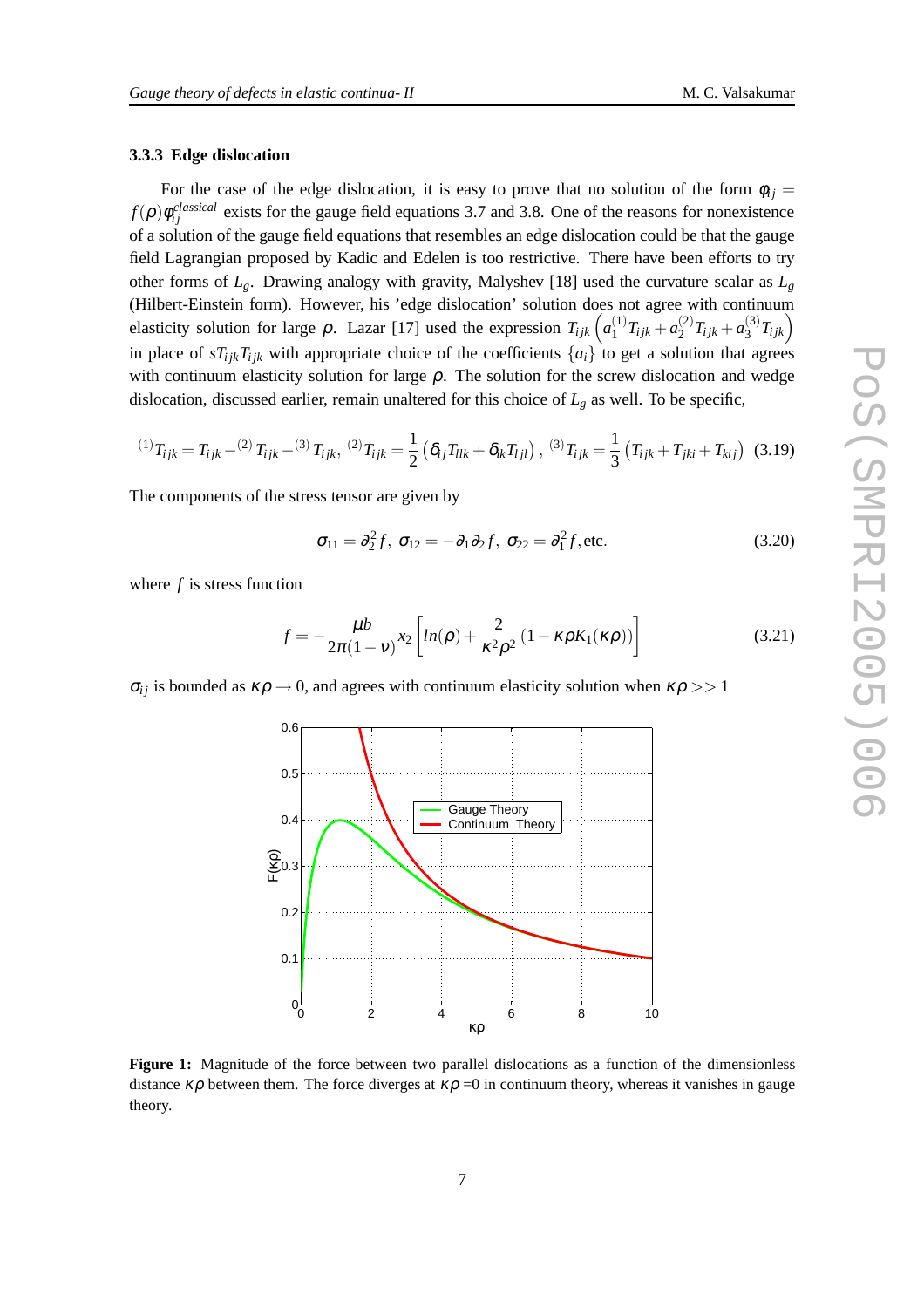### 3.3.3 Edge dislocation

For the case of the edge dislocation, it is easy to prove that no solution of the form $\phi_{ij} = f(\rho)\phi_{ij}^{classical}$ exists for the gauge field equations 3.7 and 3.8. One of the reasons for nonexistence of a solution of the gauge field equations that resembles an edge dislocation could be that the gauge field Lagrangian proposed by Kadic and Edelen is too restrictive. There have been efforts to try other forms of $L_g$. Drawing analogy with gravity, Malyshev [18] used the curvature scalar as $L_g$ (Hilbert-Einstein form). However, his 'edge dislocation' solution does not agree with continuum elasticity solution for large $\rho$. Lazar [17] used the expression $T_{ijk}\left(a_1^{(1)}T_{ijk} + a_2^{(2)}T_{ijk} + a_3^{(3)}T_{ijk}\right)$ in place of $sT_{ijk}T_{ijk}$ with appropriate choice of the coefficients $\{a_i\}$ to get a solution that agrees with continuum elasticity solution for large $\rho$. The solution for the screw dislocation and wedge dislocation, discussed earlier, remain unaltered for this choice of $L_g$ as well. To be specific,

$$ {}^{(1)}T_{ijk} = T_{ijk} - {}^{(2)}T_{ijk} - {}^{(3)}T_{ijk}, \; {}^{(2)}T_{ijk} = \frac{1}{2}\left(\delta_{ij}T_{llk} + \delta_{ik}T_{ljl}\right), \; {}^{(3)}T_{ijk} = \frac{1}{3}\left(T_{ijk} + T_{jki} + T_{kij}\right) \quad (3.19) $$

The components of the stress tensor are given by

$$ \sigma_{11} = \partial_2^2 f, \; \sigma_{12} = -\partial_1\partial_2 f, \; \sigma_{22} = \partial_1^2 f, \text{etc.} \quad (3.20) $$

where $f$ is stress function

$$ f = -\frac{\mu b}{2\pi(1-\nu)} x_2 \left[ ln(\rho) + \frac{2}{\kappa^2\rho^2}\left(1 - \kappa\rho K_1(\kappa\rho)\right)\right] \quad (3.21) $$

$\sigma_{ij}$ is bounded as $\kappa\rho \to 0$, and agrees with continuum elasticity solution when $\kappa\rho >> 1$

**Figure 1:** Magnitude of the force between two parallel dislocations as a function of the dimensionless distance $\kappa\rho$ between them. The force diverges at $\kappa\rho$ =0 in continuum theory, whereas it vanishes in gauge theory.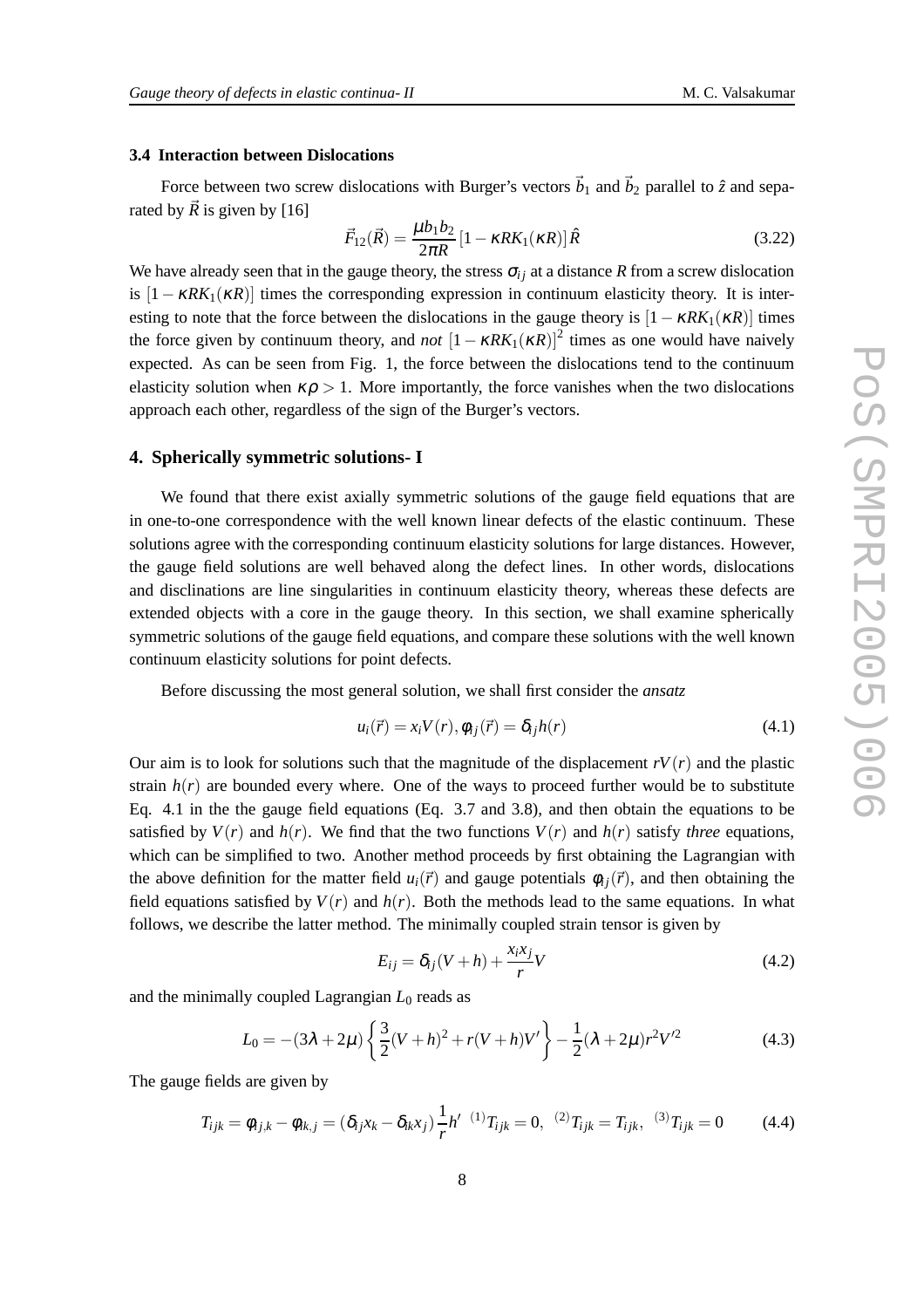### 3.4 Interaction between Dislocations

Force between two screw dislocations with Burger's vectors $\vec{b}_1$ and $\vec{b}_2$ parallel to $\hat{z}$ and separated by $\vec{R}$ is given by [16]

$$\vec{F}_{12}(\vec{R}) = \frac{\mu b_1 b_2}{2\pi R}\left[1 - \kappa R K_1(\kappa R)\right]\hat{R} \tag{3.22}$$

We have already seen that in the gauge theory, the stress $\sigma_{ij}$ at a distance $R$ from a screw dislocation is $[1 - \kappa R K_1(\kappa R)]$ times the corresponding expression in continuum elasticity theory. It is interesting to note that the force between the dislocations in the gauge theory is $[1 - \kappa R K_1(\kappa R)]$ times the force given by continuum theory, and *not* $[1 - \kappa R K_1(\kappa R)]^2$ times as one would have naively expected. As can be seen from Fig. 1, the force between the dislocations tend to the continuum elasticity solution when $\kappa\rho > 1$. More importantly, the force vanishes when the two dislocations approach each other, regardless of the sign of the Burger's vectors.

## 4. Spherically symmetric solutions- I

We found that there exist axially symmetric solutions of the gauge field equations that are in one-to-one correspondence with the well known linear defects of the elastic continuum. These solutions agree with the corresponding continuum elasticity solutions for large distances. However, the gauge field solutions are well behaved along the defect lines. In other words, dislocations and disclinations are line singularities in continuum elasticity theory, whereas these defects are extended objects with a core in the gauge theory. In this section, we shall examine spherically symmetric solutions of the gauge field equations, and compare these solutions with the well known continuum elasticity solutions for point defects.

Before discussing the most general solution, we shall first consider the *ansatz*

$$u_i(\vec{r}) = x_i V(r), \phi_{ij}(\vec{r}) = \delta_{ij} h(r) \tag{4.1}$$

Our aim is to look for solutions such that the magnitude of the displacement $rV(r)$ and the plastic strain $h(r)$ are bounded every where. One of the ways to proceed further would be to substitute Eq. 4.1 in the the gauge field equations (Eq. 3.7 and 3.8), and then obtain the equations to be satisfied by $V(r)$ and $h(r)$. We find that the two functions $V(r)$ and $h(r)$ satisfy *three* equations, which can be simplified to two. Another method proceeds by first obtaining the Lagrangian with the above definition for the matter field $u_i(\vec{r})$ and gauge potentials $\phi_{ij}(\vec{r})$, and then obtaining the field equations satisfied by $V(r)$ and $h(r)$. Both the methods lead to the same equations. In what follows, we describe the latter method. The minimally coupled strain tensor is given by

$$E_{ij} = \delta_{ij}(V + h) + \frac{x_i x_j}{r} V \tag{4.2}$$

and the minimally coupled Lagrangian $L_0$ reads as

$$L_0 = -(3\lambda + 2\mu)\left\{\frac{3}{2}(V + h)^2 + r(V + h)V'\right\} - \frac{1}{2}(\lambda + 2\mu)r^2 V'^2 \tag{4.3}$$

The gauge fields are given by

$$T_{ijk} = \phi_{ij,k} - \phi_{ik,j} = (\delta_{ij}x_k - \delta_{ik}x_j)\frac{1}{r}h' \quad {}^{(1)}T_{ijk} = 0, \quad {}^{(2)}T_{ijk} = T_{ijk}, \quad {}^{(3)}T_{ijk} = 0 \tag{4.4}$$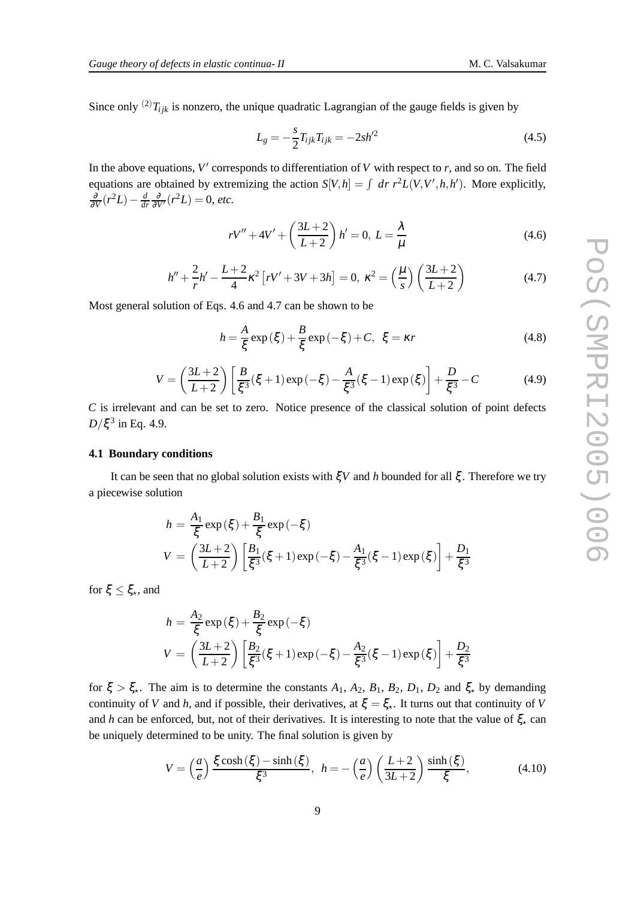Since only ${}^{(2)}T_{ijk}$ is nonzero, the unique quadratic Lagrangian of the gauge fields is given by

$$L_g = -\frac{s}{2} T_{ijk} T_{ijk} = -2sh'^2 \tag{4.5}$$

In the above equations, $V'$ corresponds to differentiation of $V$ with respect to $r$, and so on. The field equations are obtained by extremizing the action $S[V,h] = \int\ dr\ r^2 L(V,V',h,h')$. More explicitly, $\frac{\partial}{\partial V}(r^2 L) - \frac{d}{dr}\frac{\partial}{\partial V'}(r^2 L) = 0$, *etc.*

$$rV'' + 4V' + \left(\frac{3L+2}{L+2}\right) h' = 0,\ L = \frac{\lambda}{\mu} \tag{4.6}$$

$$h'' + \frac{2}{r} h' - \frac{L+2}{4}\kappa^2 \left[ rV' + 3V + 3h \right] = 0,\ \kappa^2 = \left(\frac{\mu}{s}\right)\left(\frac{3L+2}{L+2}\right) \tag{4.7}$$

Most general solution of Eqs. 4.6 and 4.7 can be shown to be

$$h = \frac{A}{\xi}\exp(\xi) + \frac{B}{\xi}\exp(-\xi) + C,\ \ \xi = \kappa r \tag{4.8}$$

$$V = \left(\frac{3L+2}{L+2}\right)\left[\frac{B}{\xi^3}(\xi+1)\exp(-\xi) - \frac{A}{\xi^3}(\xi-1)\exp(\xi)\right] + \frac{D}{\xi^3} - C \tag{4.9}$$

$C$ is irrelevant and can be set to zero. Notice presence of the classical solution of point defects $D/\xi^3$ in Eq. 4.9.

### 4.1 Boundary conditions

It can be seen that no global solution exists with $\xi V$ and $h$ bounded for all $\xi$. Therefore we try a piecewise solution

$$\begin{aligned} h &= \frac{A_1}{\xi}\exp(\xi) + \frac{B_1}{\xi}\exp(-\xi) \\ V &= \left(\frac{3L+2}{L+2}\right)\left[\frac{B_1}{\xi^3}(\xi+1)\exp(-\xi) - \frac{A_1}{\xi^3}(\xi-1)\exp(\xi)\right] + \frac{D_1}{\xi^3} \end{aligned}$$

for $\xi \leq \xi_\star$, and

$$\begin{aligned} h &= \frac{A_2}{\xi}\exp(\xi) + \frac{B_2}{\xi}\exp(-\xi) \\ V &= \left(\frac{3L+2}{L+2}\right)\left[\frac{B_2}{\xi^3}(\xi+1)\exp(-\xi) - \frac{A_2}{\xi^3}(\xi-1)\exp(\xi)\right] + \frac{D_2}{\xi^3} \end{aligned}$$

for $\xi > \xi_\star$. The aim is to determine the constants $A_1$, $A_2$, $B_1$, $B_2$, $D_1$, $D_2$ and $\xi_\star$ by demanding continuity of $V$ and $h$, and if possible, their derivatives, at $\xi = \xi_\star$. It turns out that continuity of $V$ and $h$ can be enforced, but, not of their derivatives. It is interesting to note that the value of $\xi_\star$ can be uniquely determined to be unity. The final solution is given by

$$V = \left(\frac{a}{e}\right)\frac{\xi\cosh(\xi) - \sinh(\xi)}{\xi^3},\ \ h = -\left(\frac{a}{e}\right)\left(\frac{L+2}{3L+2}\right)\frac{\sinh(\xi)}{\xi}, \tag{4.10}$$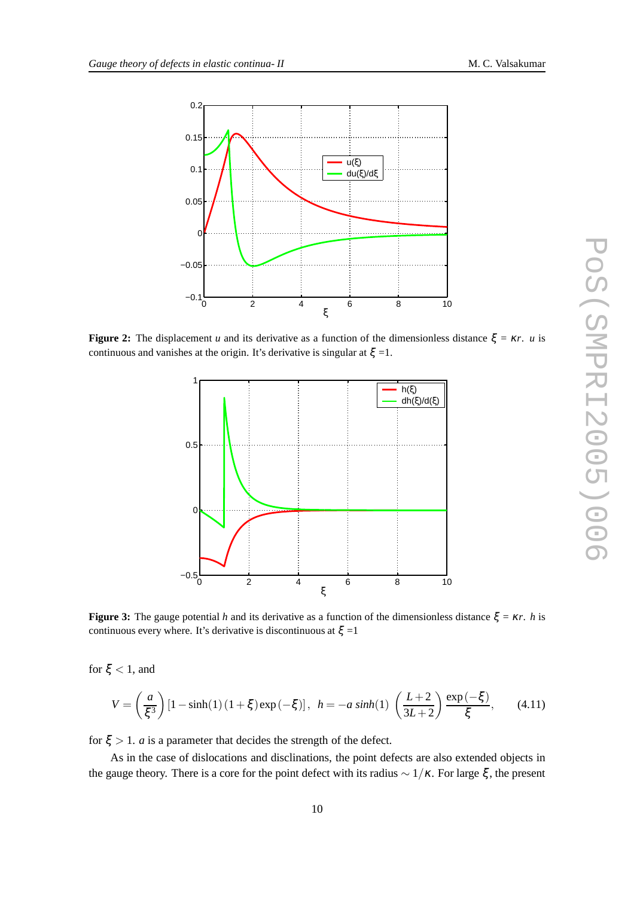**Figure 2:** The displacement $u$ and its derivative as a function of the dimensionless distance $\xi = \kappa r$. $u$ is continuous and vanishes at the origin. It's derivative is singular at $\xi$ =1.

**Figure 3:** The gauge potential $h$ and its derivative as a function of the dimensionless distance $\xi = \kappa r$. $h$ is continuous every where. It's derivative is discontinuous at $\xi$ =1

for $\xi < 1$, and

$$V = \left(\frac{a}{\xi^3}\right)[1 - \sinh(1)(1+\xi)\exp(-\xi)], \quad h = -a\, sinh(1)\left(\frac{L+2}{3L+2}\right)\frac{\exp(-\xi)}{\xi}, \tag{4.11}$$

for $\xi > 1$. $a$ is a parameter that decides the strength of the defect.

As in the case of dislocations and disclinations, the point defects are also extended objects in the gauge theory. There is a core for the point defect with its radius $\sim 1/\kappa$. For large $\xi$, the present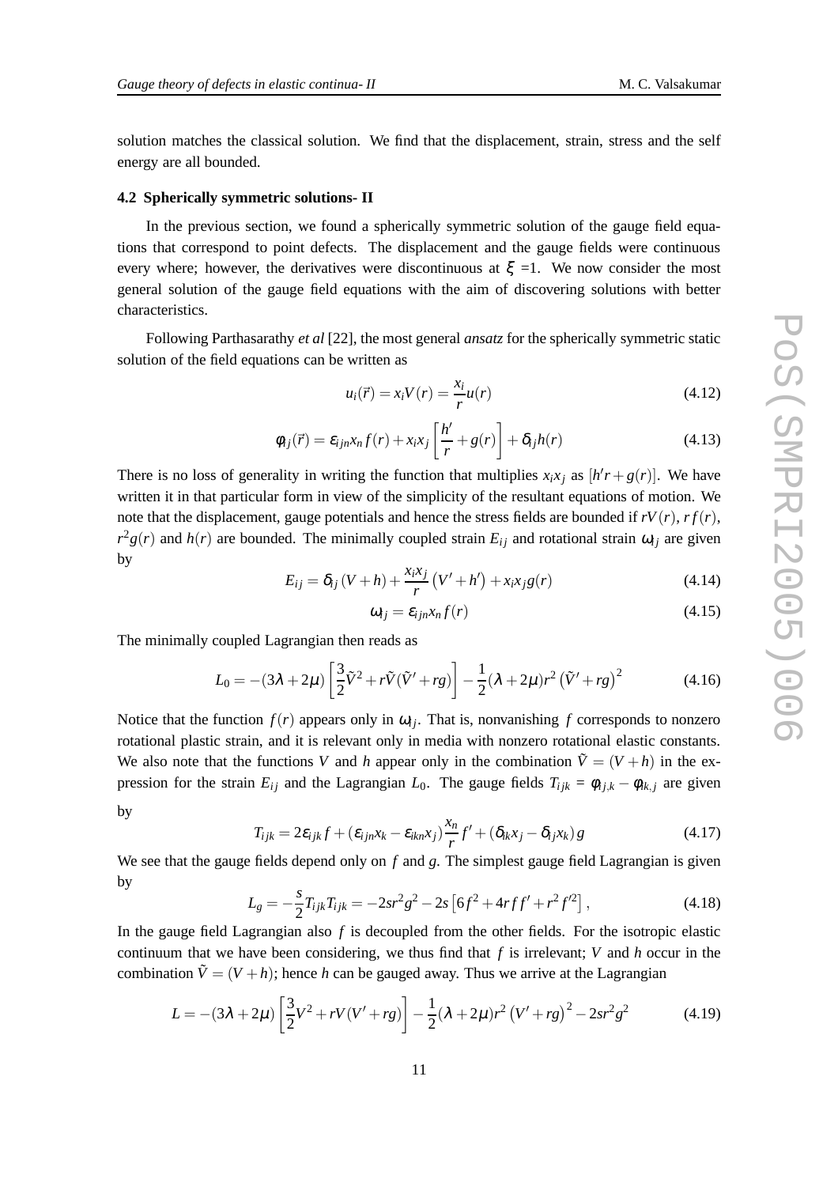solution matches the classical solution. We find that the displacement, strain, stress and the self energy are all bounded.

### 4.2 Spherically symmetric solutions- II

In the previous section, we found a spherically symmetric solution of the gauge field equations that correspond to point defects. The displacement and the gauge fields were continuous every where; however, the derivatives were discontinuous at $\xi$ =1. We now consider the most general solution of the gauge field equations with the aim of discovering solutions with better characteristics.

Following Parthasarathy *et al* [22], the most general *ansatz* for the spherically symmetric static solution of the field equations can be written as

$$u_i(\vec{r}) = x_i V(r) = \frac{x_i}{r} u(r) \tag{4.12}$$

$$\phi_{ij}(\vec{r}) = \varepsilon_{ijn} x_n f(r) + x_i x_j \left[\frac{h'}{r} + g(r)\right] + \delta_{ij} h(r) \tag{4.13}$$

There is no loss of generality in writing the function that multiplies $x_i x_j$ as $[h'r + g(r)]$. We have written it in that particular form in view of the simplicity of the resultant equations of motion. We note that the displacement, gauge potentials and hence the stress fields are bounded if $rV(r)$, $rf(r)$, $r^2 g(r)$ and $h(r)$ are bounded. The minimally coupled strain $E_{ij}$ and rotational strain $\omega_{ij}$ are given by

$$E_{ij} = \delta_{ij}(V + h) + \frac{x_i x_j}{r}\left(V' + h'\right) + x_i x_j g(r) \tag{4.14}$$

$$\omega_{ij} = \varepsilon_{ijn} x_n f(r) \tag{4.15}$$

The minimally coupled Lagrangian then reads as

$$L_0 = -(3\lambda + 2\mu)\left[\frac{3}{2}\tilde{V}^2 + r\tilde{V}(\tilde{V}' + rg)\right] - \frac{1}{2}(\lambda + 2\mu) r^2 \left(\tilde{V}' + rg\right)^2 \tag{4.16}$$

Notice that the function $f(r)$ appears only in $\omega_{ij}$. That is, nonvanishing $f$ corresponds to nonzero rotational plastic strain, and it is relevant only in media with nonzero rotational elastic constants. We also note that the functions $V$ and $h$ appear only in the combination $\tilde{V} = (V + h)$ in the expression for the strain $E_{ij}$ and the Lagrangian $L_0$. The gauge fields $T_{ijk} = \phi_{ij,k} - \phi_{ik,j}$ are given by

$$T_{ijk} = 2\varepsilon_{ijk} f + (\varepsilon_{ijn} x_k - \varepsilon_{ikn} x_j)\frac{x_n}{r} f' + (\delta_{ik} x_j - \delta_{ij} x_k) g \tag{4.17}$$

We see that the gauge fields depend only on $f$ and $g$. The simplest gauge field Lagrangian is given by

$$L_g = -\frac{s}{2} T_{ijk} T_{ijk} = -2sr^2 g^2 - 2s\left[6f^2 + 4rff' + r^2 f'^2\right], \tag{4.18}$$

In the gauge field Lagrangian also $f$ is decoupled from the other fields. For the isotropic elastic continuum that we have been considering, we thus find that $f$ is irrelevant; $V$ and $h$ occur in the combination $\tilde{V} = (V + h)$; hence $h$ can be gauged away. Thus we arrive at the Lagrangian

$$L = -(3\lambda + 2\mu)\left[\frac{3}{2}V^2 + rV(V' + rg)\right] - \frac{1}{2}(\lambda + 2\mu) r^2 \left(V' + rg\right)^2 - 2sr^2 g^2 \tag{4.19}$$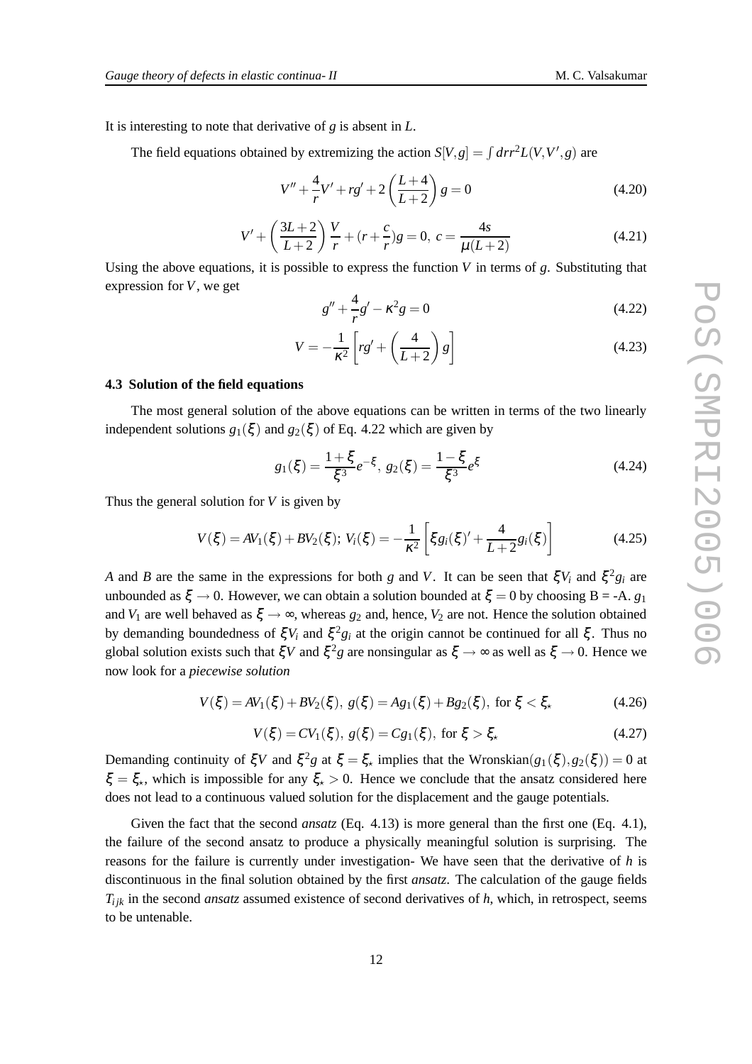It is interesting to note that derivative of $g$ is absent in $L$.

The field equations obtained by extremizing the action $S[V,g] = \int drr^2 L(V,V',g)$ are

$$V'' + \frac{4}{r}V' + rg' + 2\left(\frac{L+4}{L+2}\right)g = 0 \tag{4.20}$$

$$V' + \left(\frac{3L+2}{L+2}\right)\frac{V}{r} + (r + \frac{c}{r})g = 0,\ c = \frac{4s}{\mu(L+2)} \tag{4.21}$$

Using the above equations, it is possible to express the function $V$ in terms of $g$. Substituting that expression for $V$, we get

$$g'' + \frac{4}{r}g' - \kappa^2 g = 0 \tag{4.22}$$

$$V = -\frac{1}{\kappa^2}\left[rg' + \left(\frac{4}{L+2}\right)g\right] \tag{4.23}$$

### 4.3 Solution of the field equations

The most general solution of the above equations can be written in terms of the two linearly independent solutions $g_1(\xi)$ and $g_2(\xi)$ of Eq. 4.22 which are given by

$$g_1(\xi) = \frac{1+\xi}{\xi^3}e^{-\xi},\ g_2(\xi) = \frac{1-\xi}{\xi^3}e^{\xi} \tag{4.24}$$

Thus the general solution for $V$ is given by

$$V(\xi) = AV_1(\xi) + BV_2(\xi);\ V_i(\xi) = -\frac{1}{\kappa^2}\left[\xi g_i(\xi)' + \frac{4}{L+2}g_i(\xi)\right] \tag{4.25}$$

$A$ and $B$ are the same in the expressions for both $g$ and $V$. It can be seen that $\xi V_i$ and $\xi^2 g_i$ are unbounded as $\xi \to 0$. However, we can obtain a solution bounded at $\xi = 0$ by choosing B = -A. $g_1$ and $V_1$ are well behaved as $\xi \to \infty$, whereas $g_2$ and, hence, $V_2$ are not. Hence the solution obtained by demanding boundedness of $\xi V_i$ and $\xi^2 g_i$ at the origin cannot be continued for all $\xi$. Thus no global solution exists such that $\xi V$ and $\xi^2 g$ are nonsingular as $\xi \to \infty$ as well as $\xi \to 0$. Hence we now look for a *piecewise solution*

$$V(\xi) = AV_1(\xi) + BV_2(\xi),\ g(\xi) = Ag_1(\xi) + Bg_2(\xi),\ \text{for } \xi < \xi_\star \tag{4.26}$$

$$V(\xi) = CV_1(\xi),\ g(\xi) = Cg_1(\xi),\ \text{for } \xi > \xi_\star \tag{4.27}$$

Demanding continuity of $\xi V$ and $\xi^2 g$ at $\xi = \xi_\star$ implies that the Wronskian$(g_1(\xi), g_2(\xi)) = 0$ at $\xi = \xi_\star$, which is impossible for any $\xi_\star > 0$. Hence we conclude that the ansatz considered here does not lead to a continuous valued solution for the displacement and the gauge potentials.

Given the fact that the second *ansatz* (Eq. 4.13) is more general than the first one (Eq. 4.1), the failure of the second ansatz to produce a physically meaningful solution is surprising. The reasons for the failure is currently under investigation- We have seen that the derivative of $h$ is discontinuous in the final solution obtained by the first *ansatz*. The calculation of the gauge fields $T_{ijk}$ in the second *ansatz* assumed existence of second derivatives of $h$, which, in retrospect, seems to be untenable.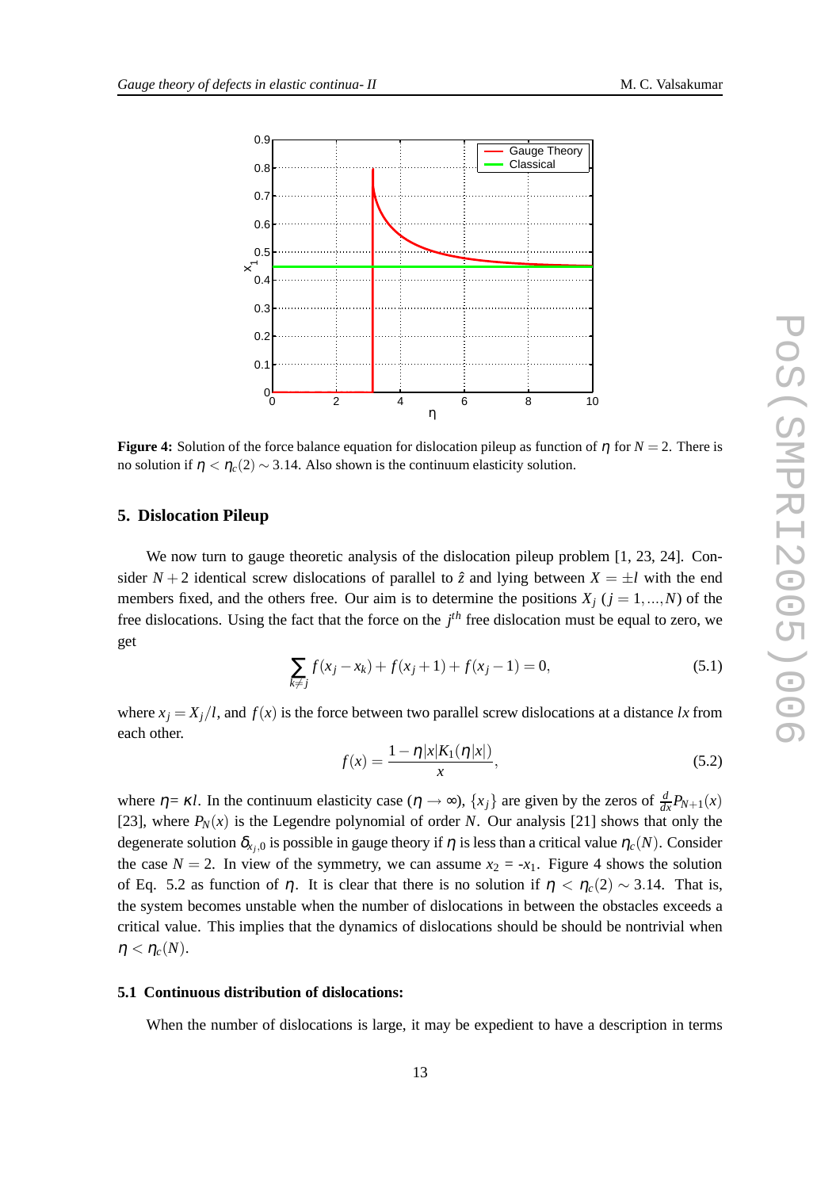**Figure 4:** Solution of the force balance equation for dislocation pileup as function of $\eta$ for $N = 2$. There is no solution if $\eta < \eta_c(2) \sim 3.14$. Also shown is the continuum elasticity solution.

## 5. Dislocation Pileup

We now turn to gauge theoretic analysis of the dislocation pileup problem [1, 23, 24]. Consider $N + 2$ identical screw dislocations of parallel to $\hat{z}$ and lying between $X = \pm l$ with the end members fixed, and the others free. Our aim is to determine the positions $X_j$ ($j = 1, ..., N$) of the free dislocations. Using the fact that the force on the $j^{th}$ free dislocation must be equal to zero, we get

$$\sum_{k \neq j} f(x_j - x_k) + f(x_j + 1) + f(x_j - 1) = 0, \tag{5.1}$$

where $x_j = X_j/l$, and $f(x)$ is the force between two parallel screw dislocations at a distance $lx$ from each other.

$$f(x) = \frac{1 - \eta|x|K_1(\eta|x|)}{x}, \tag{5.2}$$

where $\eta = \kappa l$. In the continuum elasticity case ($\eta \to \infty$), $\{x_j\}$ are given by the zeros of $\frac{d}{dx}P_{N+1}(x)$ [23], where $P_N(x)$ is the Legendre polynomial of order $N$. Our analysis [21] shows that only the degenerate solution $\delta_{x_j,0}$ is possible in gauge theory if $\eta$ is less than a critical value $\eta_c(N)$. Consider the case $N = 2$. In view of the symmetry, we can assume $x_2 = -x_1$. Figure 4 shows the solution of Eq. 5.2 as function of $\eta$. It is clear that there is no solution if $\eta < \eta_c(2) \sim 3.14$. That is, the system becomes unstable when the number of dislocations in between the obstacles exceeds a critical value. This implies that the dynamics of dislocations should be should be nontrivial when $\eta < \eta_c(N)$.

### 5.1 Continuous distribution of dislocations:

When the number of dislocations is large, it may be expedient to have a description in terms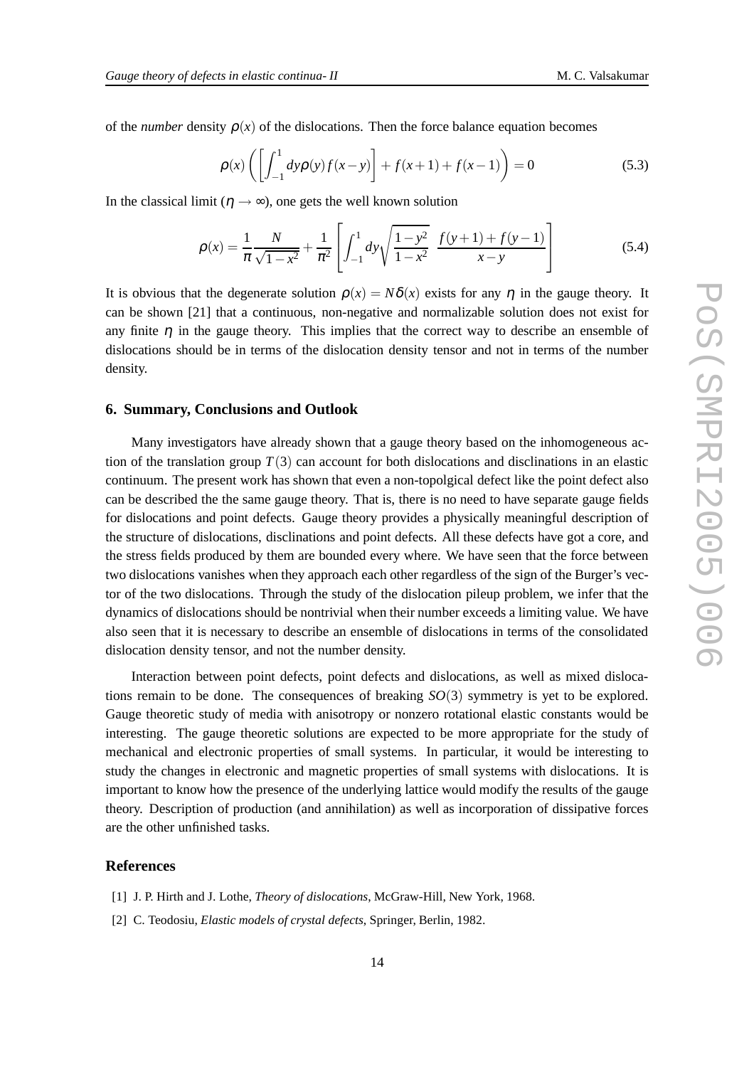of the *number* density $\rho(x)$ of the dislocations. Then the force balance equation becomes

$$\rho(x)\left(\left[\int_{-1}^{1} dy \rho(y) f(x-y)\right] + f(x+1) + f(x-1)\right) = 0 \tag{5.3}$$

In the classical limit ($\eta \rightarrow \infty$), one gets the well known solution

$$\rho(x) = \frac{1}{\pi}\frac{N}{\sqrt{1-x^2}} + \frac{1}{\pi^2}\left[\int_{-1}^{1} dy \sqrt{\frac{1-y^2}{1-x^2}}\ \frac{f(y+1)+f(y-1)}{x-y}\right] \tag{5.4}$$

It is obvious that the degenerate solution $\rho(x) = N\delta(x)$ exists for any $\eta$ in the gauge theory. It can be shown [21] that a continuous, non-negative and normalizable solution does not exist for any finite $\eta$ in the gauge theory. This implies that the correct way to describe an ensemble of dislocations should be in terms of the dislocation density tensor and not in terms of the number density.

## 6. Summary, Conclusions and Outlook

Many investigators have already shown that a gauge theory based on the inhomogeneous action of the translation group $T(3)$ can account for both dislocations and disclinations in an elastic continuum. The present work has shown that even a non-topolgical defect like the point defect also can be described the the same gauge theory. That is, there is no need to have separate gauge fields for dislocations and point defects. Gauge theory provides a physically meaningful description of the structure of dislocations, disclinations and point defects. All these defects have got a core, and the stress fields produced by them are bounded every where. We have seen that the force between two dislocations vanishes when they approach each other regardless of the sign of the Burger's vector of the two dislocations. Through the study of the dislocation pileup problem, we infer that the dynamics of dislocations should be nontrivial when their number exceeds a limiting value. We have also seen that it is necessary to describe an ensemble of dislocations in terms of the consolidated dislocation density tensor, and not the number density.

Interaction between point defects, point defects and dislocations, as well as mixed dislocations remain to be done. The consequences of breaking $SO(3)$ symmetry is yet to be explored. Gauge theoretic study of media with anisotropy or nonzero rotational elastic constants would be interesting. The gauge theoretic solutions are expected to be more appropriate for the study of mechanical and electronic properties of small systems. In particular, it would be interesting to study the changes in electronic and magnetic properties of small systems with dislocations. It is important to know how the presence of the underlying lattice would modify the results of the gauge theory. Description of production (and annihilation) as well as incorporation of dissipative forces are the other unfinished tasks.

## References

[1] J. P. Hirth and J. Lothe, *Theory of dislocations*, McGraw-Hill, New York, 1968.

[2] C. Teodosiu, *Elastic models of crystal defects*, Springer, Berlin, 1982.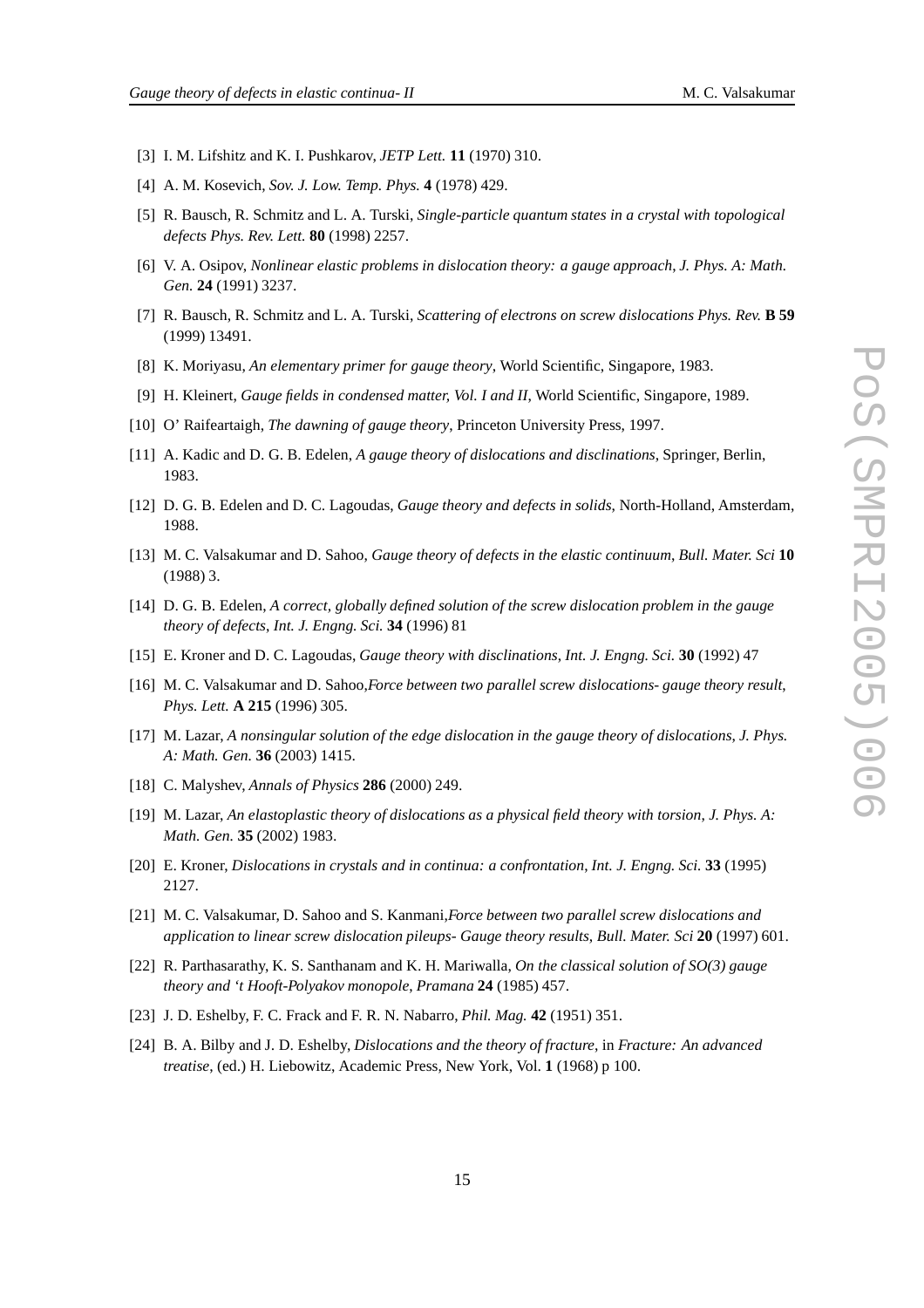[3] I. M. Lifshitz and K. I. Pushkarov, *JETP Lett.* **11** (1970) 310.

[4] A. M. Kosevich, *Sov. J. Low. Temp. Phys.* **4** (1978) 429.

[5] R. Bausch, R. Schmitz and L. A. Turski, *Single-particle quantum states in a crystal with topological defects Phys. Rev. Lett.* **80** (1998) 2257.

[6] V. A. Osipov, *Nonlinear elastic problems in dislocation theory: a gauge approach, J. Phys. A: Math. Gen.* **24** (1991) 3237.

[7] R. Bausch, R. Schmitz and L. A. Turski, *Scattering of electrons on screw dislocations Phys. Rev.* **B 59** (1999) 13491.

[8] K. Moriyasu, *An elementary primer for gauge theory*, World Scientific, Singapore, 1983.

[9] H. Kleinert, *Gauge fields in condensed matter, Vol. I and II*, World Scientific, Singapore, 1989.

[10] O' Raifeartaigh, *The dawning of gauge theory*, Princeton University Press, 1997.

[11] A. Kadic and D. G. B. Edelen, *A gauge theory of dislocations and disclinations*, Springer, Berlin, 1983.

[12] D. G. B. Edelen and D. C. Lagoudas, *Gauge theory and defects in solids*, North-Holland, Amsterdam, 1988.

[13] M. C. Valsakumar and D. Sahoo, *Gauge theory of defects in the elastic continuum, Bull. Mater. Sci* **10** (1988) 3.

[14] D. G. B. Edelen, *A correct, globally defined solution of the screw dislocation problem in the gauge theory of defects, Int. J. Engng. Sci.* **34** (1996) 81

[15] E. Kroner and D. C. Lagoudas, *Gauge theory with disclinations, Int. J. Engng. Sci.* **30** (1992) 47

[16] M. C. Valsakumar and D. Sahoo,*Force between two parallel screw dislocations- gauge theory result, Phys. Lett.* **A 215** (1996) 305.

[17] M. Lazar, *A nonsingular solution of the edge dislocation in the gauge theory of dislocations, J. Phys. A: Math. Gen.* **36** (2003) 1415.

[18] C. Malyshev, *Annals of Physics* **286** (2000) 249.

[19] M. Lazar, *An elastoplastic theory of dislocations as a physical field theory with torsion, J. Phys. A: Math. Gen.* **35** (2002) 1983.

[20] E. Kroner, *Dislocations in crystals and in continua: a confrontation, Int. J. Engng. Sci.* **33** (1995) 2127.

[21] M. C. Valsakumar, D. Sahoo and S. Kanmani,*Force between two parallel screw dislocations and application to linear screw dislocation pileups- Gauge theory results, Bull. Mater. Sci* **20** (1997) 601.

[22] R. Parthasarathy, K. S. Santhanam and K. H. Mariwalla, *On the classical solution of SO(3) gauge theory and 't Hooft-Polyakov monopole, Pramana* **24** (1985) 457.

[23] J. D. Eshelby, F. C. Frack and F. R. N. Nabarro, *Phil. Mag.* **42** (1951) 351.

[24] B. A. Bilby and J. D. Eshelby, *Dislocations and the theory of fracture*, in *Fracture: An advanced treatise*, (ed.) H. Liebowitz, Academic Press, New York, Vol. **1** (1968) p 100.